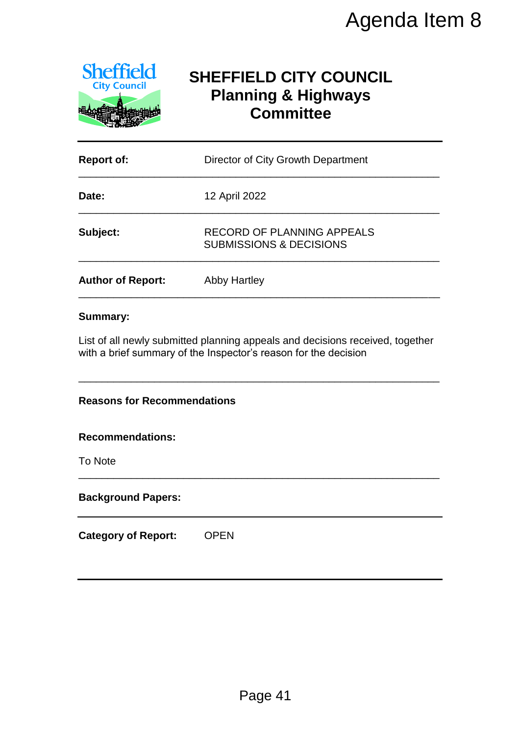Agenda Item 8

# SHEFFIELD CITY COUNCIL
## Planning & Highways Committee

| | |
|---|---|
| **Report of:** | Director of City Growth Department |
| **Date:** | 12 April 2022 |
| **Subject:** | RECORD OF PLANNING APPEALS SUBMISSIONS & DECISIONS |
| **Author of Report:** | Abby Hartley |

**Summary:**

List of all newly submitted planning appeals and decisions received, together with a brief summary of the Inspector's reason for the decision

---

**Reasons for Recommendations**

**Recommendations:**

To Note

---

**Background Papers:**

---

**Category of Report:** OPEN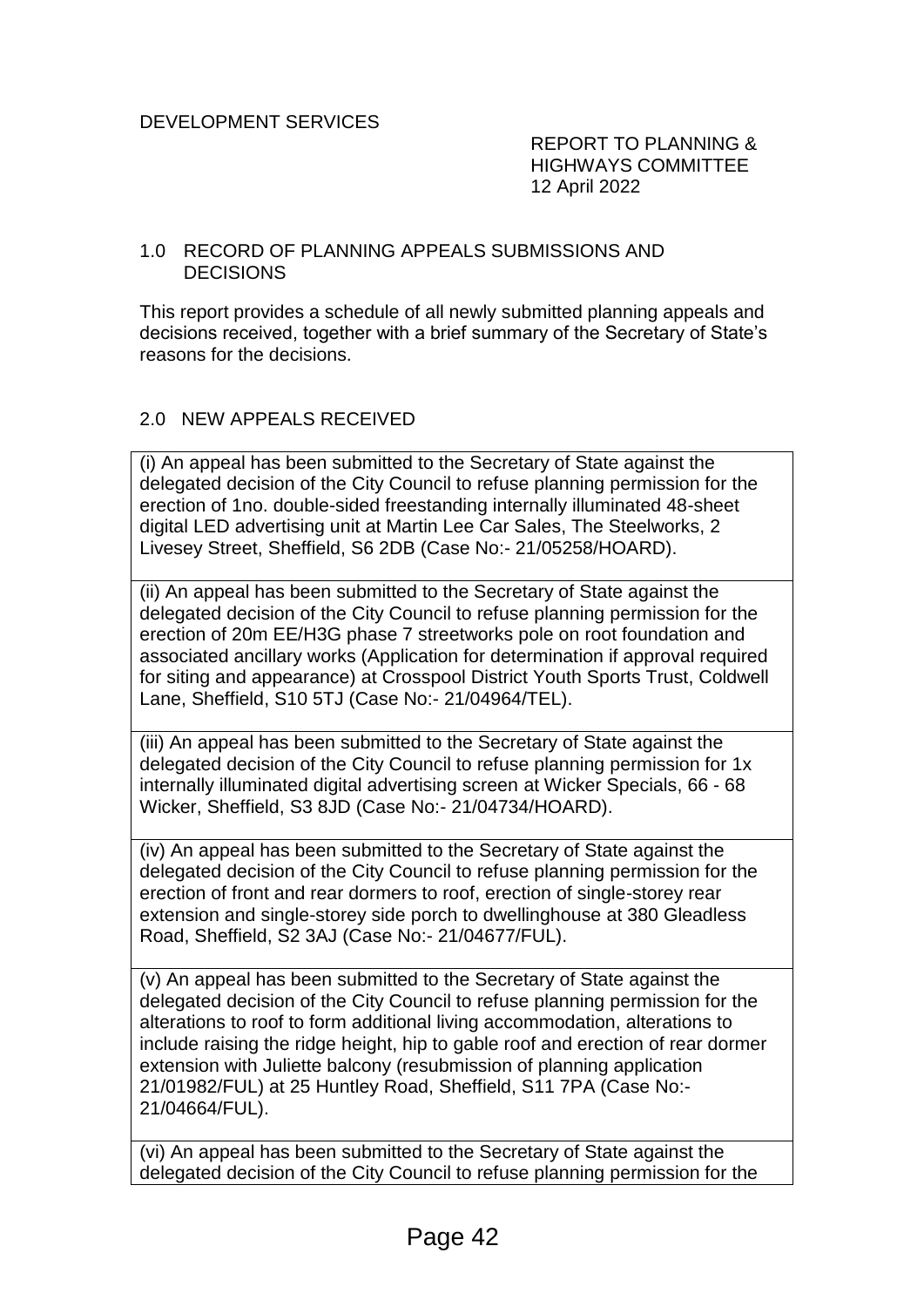DEVELOPMENT SERVICES

REPORT TO PLANNING &
HIGHWAYS COMMITTEE
12 April 2022

## 1.0 RECORD OF PLANNING APPEALS SUBMISSIONS AND DECISIONS

This report provides a schedule of all newly submitted planning appeals and decisions received, together with a brief summary of the Secretary of State's reasons for the decisions.

## 2.0 NEW APPEALS RECEIVED

(i) An appeal has been submitted to the Secretary of State against the delegated decision of the City Council to refuse planning permission for the erection of 1no. double-sided freestanding internally illuminated 48-sheet digital LED advertising unit at Martin Lee Car Sales, The Steelworks, 2 Livesey Street, Sheffield, S6 2DB (Case No:- 21/05258/HOARD).

(ii) An appeal has been submitted to the Secretary of State against the delegated decision of the City Council to refuse planning permission for the erection of 20m EE/H3G phase 7 streetworks pole on root foundation and associated ancillary works (Application for determination if approval required for siting and appearance) at Crosspool District Youth Sports Trust, Coldwell Lane, Sheffield, S10 5TJ (Case No:- 21/04964/TEL).

(iii) An appeal has been submitted to the Secretary of State against the delegated decision of the City Council to refuse planning permission for 1x internally illuminated digital advertising screen at Wicker Specials, 66 - 68 Wicker, Sheffield, S3 8JD (Case No:- 21/04734/HOARD).

(iv) An appeal has been submitted to the Secretary of State against the delegated decision of the City Council to refuse planning permission for the erection of front and rear dormers to roof, erection of single-storey rear extension and single-storey side porch to dwellinghouse at 380 Gleadless Road, Sheffield, S2 3AJ (Case No:- 21/04677/FUL).

(v) An appeal has been submitted to the Secretary of State against the delegated decision of the City Council to refuse planning permission for the alterations to roof to form additional living accommodation, alterations to include raising the ridge height, hip to gable roof and erection of rear dormer extension with Juliette balcony (resubmission of planning application 21/01982/FUL) at 25 Huntley Road, Sheffield, S11 7PA (Case No:- 21/04664/FUL).

(vi) An appeal has been submitted to the Secretary of State against the delegated decision of the City Council to refuse planning permission for the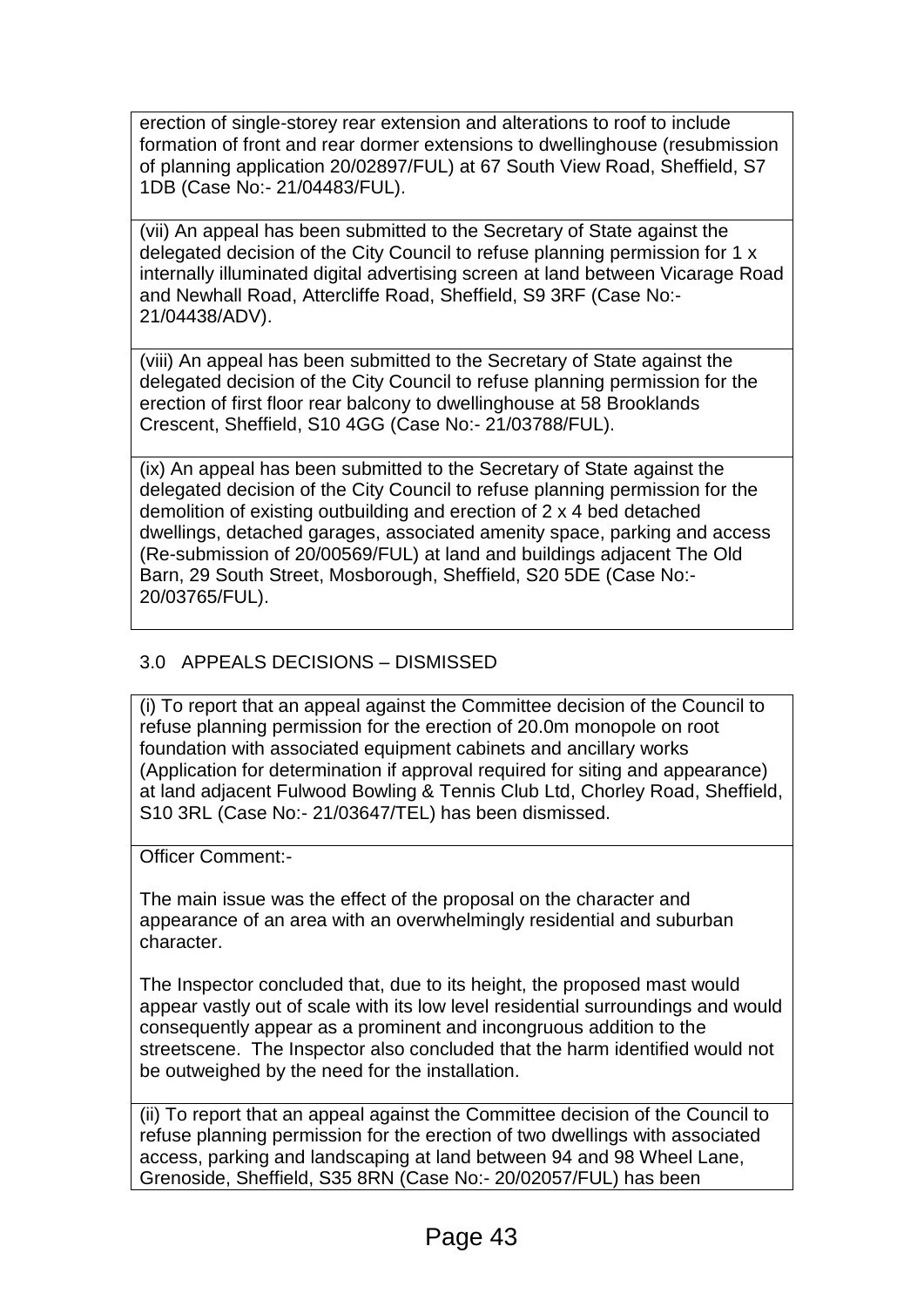erection of single-storey rear extension and alterations to roof to include formation of front and rear dormer extensions to dwellinghouse (resubmission of planning application 20/02897/FUL) at 67 South View Road, Sheffield, S7 1DB (Case No:- 21/04483/FUL).

(vii) An appeal has been submitted to the Secretary of State against the delegated decision of the City Council to refuse planning permission for 1 x internally illuminated digital advertising screen at land between Vicarage Road and Newhall Road, Attercliffe Road, Sheffield, S9 3RF (Case No:- 21/04438/ADV).

(viii) An appeal has been submitted to the Secretary of State against the delegated decision of the City Council to refuse planning permission for the erection of first floor rear balcony to dwellinghouse at 58 Brooklands Crescent, Sheffield, S10 4GG (Case No:- 21/03788/FUL).

(ix) An appeal has been submitted to the Secretary of State against the delegated decision of the City Council to refuse planning permission for the demolition of existing outbuilding and erection of 2 x 4 bed detached dwellings, detached garages, associated amenity space, parking and access (Re-submission of 20/00569/FUL) at land and buildings adjacent The Old Barn, 29 South Street, Mosborough, Sheffield, S20 5DE (Case No:- 20/03765/FUL).

## 3.0 APPEALS DECISIONS – DISMISSED

(i) To report that an appeal against the Committee decision of the Council to refuse planning permission for the erection of 20.0m monopole on root foundation with associated equipment cabinets and ancillary works (Application for determination if approval required for siting and appearance) at land adjacent Fulwood Bowling & Tennis Club Ltd, Chorley Road, Sheffield, S10 3RL (Case No:- 21/03647/TEL) has been dismissed.

Officer Comment:-

The main issue was the effect of the proposal on the character and appearance of an area with an overwhelmingly residential and suburban character.

The Inspector concluded that, due to its height, the proposed mast would appear vastly out of scale with its low level residential surroundings and would consequently appear as a prominent and incongruous addition to the streetscene. The Inspector also concluded that the harm identified would not be outweighed by the need for the installation.

(ii) To report that an appeal against the Committee decision of the Council to refuse planning permission for the erection of two dwellings with associated access, parking and landscaping at land between 94 and 98 Wheel Lane, Grenoside, Sheffield, S35 8RN (Case No:- 20/02057/FUL) has been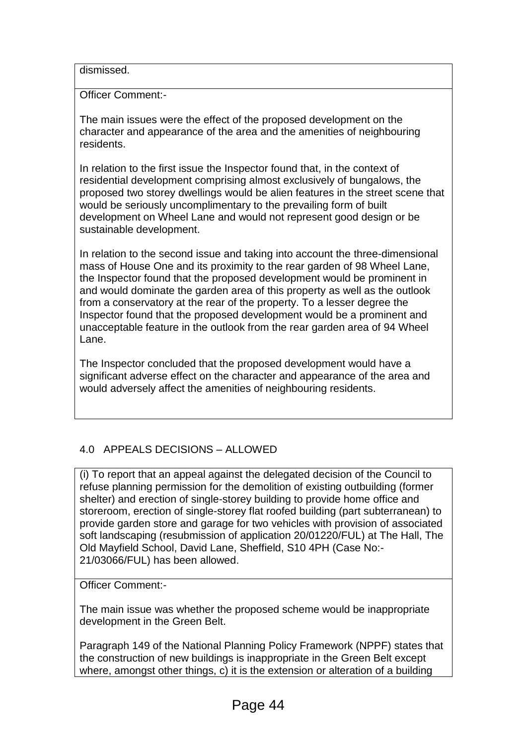dismissed.

Officer Comment:-

The main issues were the effect of the proposed development on the character and appearance of the area and the amenities of neighbouring residents.

In relation to the first issue the Inspector found that, in the context of residential development comprising almost exclusively of bungalows, the proposed two storey dwellings would be alien features in the street scene that would be seriously uncomplimentary to the prevailing form of built development on Wheel Lane and would not represent good design or be sustainable development.

In relation to the second issue and taking into account the three-dimensional mass of House One and its proximity to the rear garden of 98 Wheel Lane, the Inspector found that the proposed development would be prominent in and would dominate the garden area of this property as well as the outlook from a conservatory at the rear of the property. To a lesser degree the Inspector found that the proposed development would be a prominent and unacceptable feature in the outlook from the rear garden area of 94 Wheel Lane.

The Inspector concluded that the proposed development would have a significant adverse effect on the character and appearance of the area and would adversely affect the amenities of neighbouring residents.

## 4.0 APPEALS DECISIONS – ALLOWED

(i) To report that an appeal against the delegated decision of the Council to refuse planning permission for the demolition of existing outbuilding (former shelter) and erection of single-storey building to provide home office and storeroom, erection of single-storey flat roofed building (part subterranean) to provide garden store and garage for two vehicles with provision of associated soft landscaping (resubmission of application 20/01220/FUL) at The Hall, The Old Mayfield School, David Lane, Sheffield, S10 4PH (Case No:- 21/03066/FUL) has been allowed.

Officer Comment:-

The main issue was whether the proposed scheme would be inappropriate development in the Green Belt.

Paragraph 149 of the National Planning Policy Framework (NPPF) states that the construction of new buildings is inappropriate in the Green Belt except where, amongst other things, c) it is the extension or alteration of a building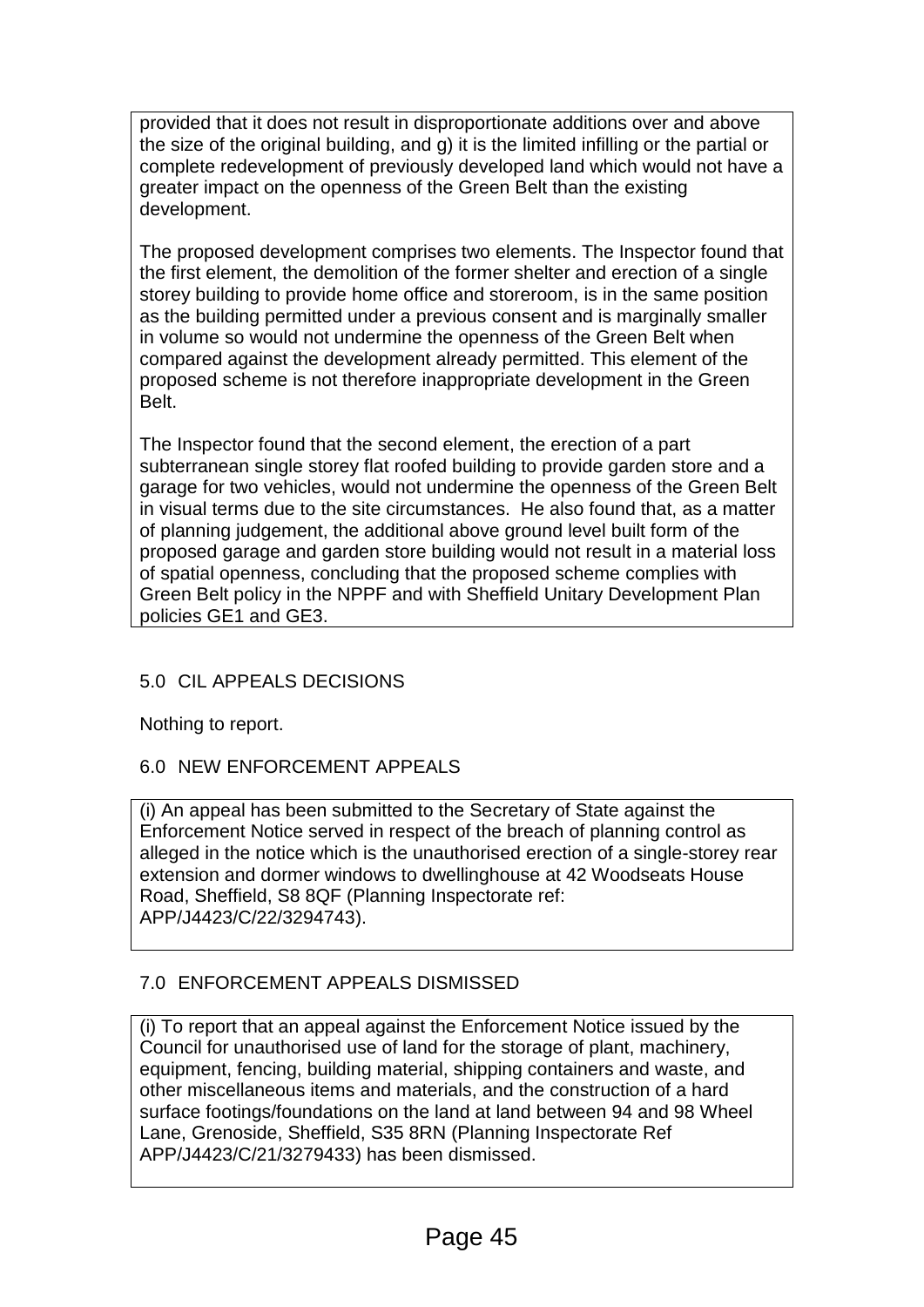provided that it does not result in disproportionate additions over and above the size of the original building, and g) it is the limited infilling or the partial or complete redevelopment of previously developed land which would not have a greater impact on the openness of the Green Belt than the existing development.

The proposed development comprises two elements. The Inspector found that the first element, the demolition of the former shelter and erection of a single storey building to provide home office and storeroom, is in the same position as the building permitted under a previous consent and is marginally smaller in volume so would not undermine the openness of the Green Belt when compared against the development already permitted. This element of the proposed scheme is not therefore inappropriate development in the Green Belt.

The Inspector found that the second element, the erection of a part subterranean single storey flat roofed building to provide garden store and a garage for two vehicles, would not undermine the openness of the Green Belt in visual terms due to the site circumstances. He also found that, as a matter of planning judgement, the additional above ground level built form of the proposed garage and garden store building would not result in a material loss of spatial openness, concluding that the proposed scheme complies with Green Belt policy in the NPPF and with Sheffield Unitary Development Plan policies GE1 and GE3.

## 5.0 CIL APPEALS DECISIONS

Nothing to report.

## 6.0 NEW ENFORCEMENT APPEALS

(i) An appeal has been submitted to the Secretary of State against the Enforcement Notice served in respect of the breach of planning control as alleged in the notice which is the unauthorised erection of a single-storey rear extension and dormer windows to dwellinghouse at 42 Woodseats House Road, Sheffield, S8 8QF (Planning Inspectorate ref: APP/J4423/C/22/3294743).

## 7.0 ENFORCEMENT APPEALS DISMISSED

(i) To report that an appeal against the Enforcement Notice issued by the Council for unauthorised use of land for the storage of plant, machinery, equipment, fencing, building material, shipping containers and waste, and other miscellaneous items and materials, and the construction of a hard surface footings/foundations on the land at land between 94 and 98 Wheel Lane, Grenoside, Sheffield, S35 8RN (Planning Inspectorate Ref APP/J4423/C/21/3279433) has been dismissed.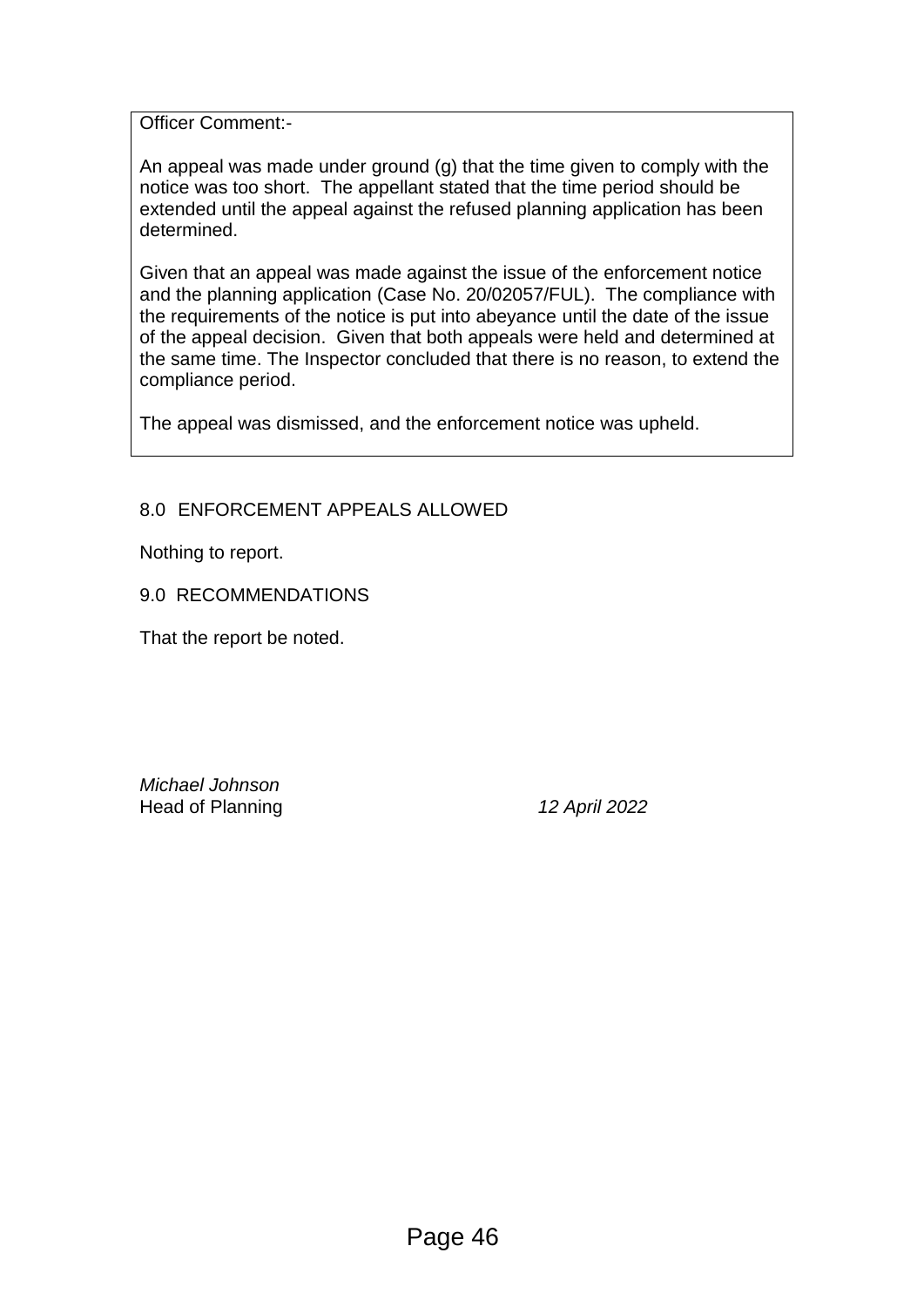Officer Comment:-

An appeal was made under ground (g) that the time given to comply with the notice was too short. The appellant stated that the time period should be extended until the appeal against the refused planning application has been determined.

Given that an appeal was made against the issue of the enforcement notice and the planning application (Case No. 20/02057/FUL). The compliance with the requirements of the notice is put into abeyance until the date of the issue of the appeal decision. Given that both appeals were held and determined at the same time. The Inspector concluded that there is no reason, to extend the compliance period.

The appeal was dismissed, and the enforcement notice was upheld.

## 8.0 ENFORCEMENT APPEALS ALLOWED

Nothing to report.

## 9.0 RECOMMENDATIONS

That the report be noted.

*Michael Johnson*
Head of Planning *12 April 2022*